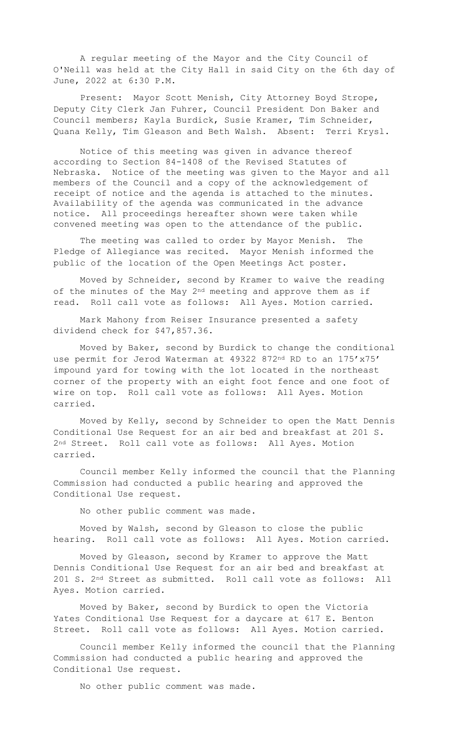A regular meeting of the Mayor and the City Council of O'Neill was held at the City Hall in said City on the 6th day of June, 2022 at 6:30 P.M.

Present: Mayor Scott Menish, City Attorney Boyd Strope, Deputy City Clerk Jan Fuhrer, Council President Don Baker and Council members; Kayla Burdick, Susie Kramer, Tim Schneider, Quana Kelly, Tim Gleason and Beth Walsh. Absent: Terri Krysl.

Notice of this meeting was given in advance thereof according to Section 84-1408 of the Revised Statutes of Nebraska. Notice of the meeting was given to the Mayor and all members of the Council and a copy of the acknowledgement of receipt of notice and the agenda is attached to the minutes. Availability of the agenda was communicated in the advance notice. All proceedings hereafter shown were taken while convened meeting was open to the attendance of the public.

The meeting was called to order by Mayor Menish. The Pledge of Allegiance was recited. Mayor Menish informed the public of the location of the Open Meetings Act poster.

Moved by Schneider, second by Kramer to waive the reading of the minutes of the May 2nd meeting and approve them as if read. Roll call vote as follows: All Ayes. Motion carried.

Mark Mahony from Reiser Insurance presented a safety dividend check for $47,857.36.

Moved by Baker, second by Burdick to change the conditional use permit for Jerod Waterman at 49322 872nd RD to an 175'x75' impound yard for towing with the lot located in the northeast corner of the property with an eight foot fence and one foot of wire on top. Roll call vote as follows: All Ayes. Motion carried.

Moved by Kelly, second by Schneider to open the Matt Dennis Conditional Use Request for an air bed and breakfast at 201 S. 2nd Street. Roll call vote as follows: All Ayes. Motion carried.

Council member Kelly informed the council that the Planning Commission had conducted a public hearing and approved the Conditional Use request.

No other public comment was made.

Moved by Walsh, second by Gleason to close the public hearing. Roll call vote as follows: All Ayes. Motion carried.

Moved by Gleason, second by Kramer to approve the Matt Dennis Conditional Use Request for an air bed and breakfast at 201 S. 2nd Street as submitted. Roll call vote as follows: All Ayes. Motion carried.

Moved by Baker, second by Burdick to open the Victoria Yates Conditional Use Request for a daycare at 617 E. Benton Street. Roll call vote as follows: All Ayes. Motion carried.

Council member Kelly informed the council that the Planning Commission had conducted a public hearing and approved the Conditional Use request.

No other public comment was made.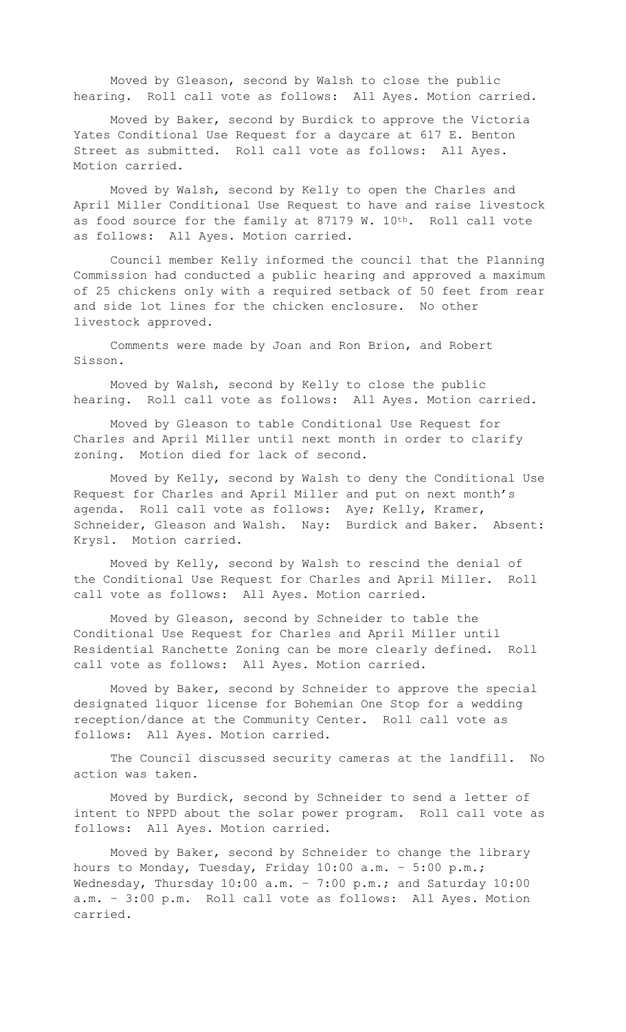Moved by Gleason, second by Walsh to close the public hearing. Roll call vote as follows: All Ayes. Motion carried.

Moved by Baker, second by Burdick to approve the Victoria Yates Conditional Use Request for a daycare at 617 E. Benton Street as submitted. Roll call vote as follows: All Ayes. Motion carried.

Moved by Walsh, second by Kelly to open the Charles and April Miller Conditional Use Request to have and raise livestock as food source for the family at 87179 W. 10th. Roll call vote as follows: All Ayes. Motion carried.

Council member Kelly informed the council that the Planning Commission had conducted a public hearing and approved a maximum of 25 chickens only with a required setback of 50 feet from rear and side lot lines for the chicken enclosure. No other livestock approved.

Comments were made by Joan and Ron Brion, and Robert Sisson.

Moved by Walsh, second by Kelly to close the public hearing. Roll call vote as follows: All Ayes. Motion carried.

Moved by Gleason to table Conditional Use Request for Charles and April Miller until next month in order to clarify zoning. Motion died for lack of second.

Moved by Kelly, second by Walsh to deny the Conditional Use Request for Charles and April Miller and put on next month's agenda. Roll call vote as follows: Aye; Kelly, Kramer, Schneider, Gleason and Walsh. Nay: Burdick and Baker. Absent: Krysl. Motion carried.

Moved by Kelly, second by Walsh to rescind the denial of the Conditional Use Request for Charles and April Miller. Roll call vote as follows: All Ayes. Motion carried.

Moved by Gleason, second by Schneider to table the Conditional Use Request for Charles and April Miller until Residential Ranchette Zoning can be more clearly defined. Roll call vote as follows: All Ayes. Motion carried.

Moved by Baker, second by Schneider to approve the special designated liquor license for Bohemian One Stop for a wedding reception/dance at the Community Center. Roll call vote as follows: All Ayes. Motion carried.

The Council discussed security cameras at the landfill. No action was taken.

Moved by Burdick, second by Schneider to send a letter of intent to NPPD about the solar power program. Roll call vote as follows: All Ayes. Motion carried.

Moved by Baker, second by Schneider to change the library hours to Monday, Tuesday, Friday 10:00 a.m. – 5:00 p.m.; Wednesday, Thursday 10:00 a.m. – 7:00 p.m.; and Saturday 10:00 a.m. – 3:00 p.m. Roll call vote as follows: All Ayes. Motion carried.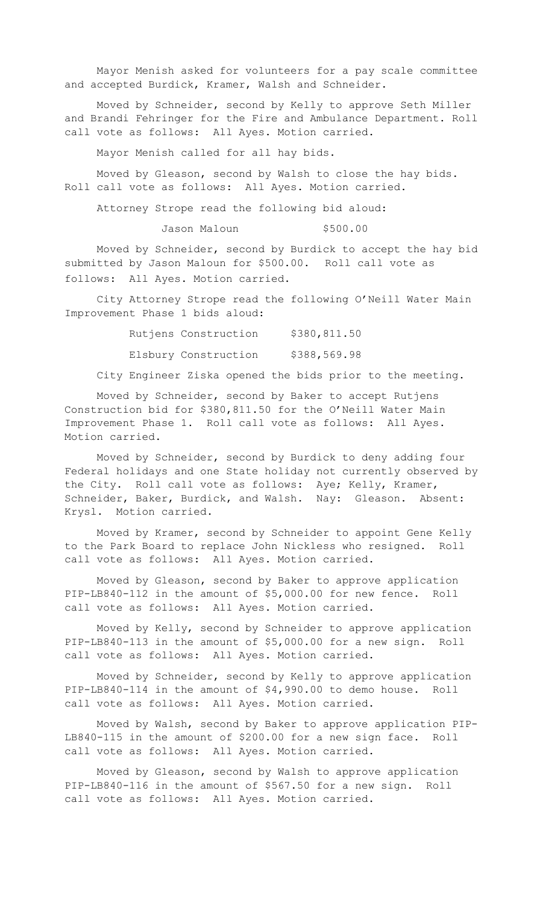Mayor Menish asked for volunteers for a pay scale committee and accepted Burdick, Kramer, Walsh and Schneider.

Moved by Schneider, second by Kelly to approve Seth Miller and Brandi Fehringer for the Fire and Ambulance Department. Roll call vote as follows: All Ayes. Motion carried.

Mayor Menish called for all hay bids.

Moved by Gleason, second by Walsh to close the hay bids. Roll call vote as follows: All Ayes. Motion carried.

Attorney Strope read the following bid aloud:

| | |
|---|---|
| Jason Maloun | $500.00 |

Moved by Schneider, second by Burdick to accept the hay bid submitted by Jason Maloun for $500.00. Roll call vote as follows: All Ayes. Motion carried.

City Attorney Strope read the following O'Neill Water Main Improvement Phase 1 bids aloud:

| | |
|---|---|
| Rutjens Construction | $380,811.50 |
| Elsbury Construction | $388,569.98 |

City Engineer Ziska opened the bids prior to the meeting.

Moved by Schneider, second by Baker to accept Rutjens Construction bid for $380,811.50 for the O'Neill Water Main Improvement Phase 1. Roll call vote as follows: All Ayes. Motion carried.

Moved by Schneider, second by Burdick to deny adding four Federal holidays and one State holiday not currently observed by the City. Roll call vote as follows: Aye; Kelly, Kramer, Schneider, Baker, Burdick, and Walsh. Nay: Gleason. Absent: Krysl. Motion carried.

Moved by Kramer, second by Schneider to appoint Gene Kelly to the Park Board to replace John Nickless who resigned. Roll call vote as follows: All Ayes. Motion carried.

Moved by Gleason, second by Baker to approve application PIP-LB840-112 in the amount of $5,000.00 for new fence. Roll call vote as follows: All Ayes. Motion carried.

Moved by Kelly, second by Schneider to approve application PIP-LB840-113 in the amount of $5,000.00 for a new sign. Roll call vote as follows: All Ayes. Motion carried.

Moved by Schneider, second by Kelly to approve application PIP-LB840-114 in the amount of $4,990.00 to demo house. Roll call vote as follows: All Ayes. Motion carried.

Moved by Walsh, second by Baker to approve application PIP-LB840-115 in the amount of $200.00 for a new sign face. Roll call vote as follows: All Ayes. Motion carried.

Moved by Gleason, second by Walsh to approve application PIP-LB840-116 in the amount of $567.50 for a new sign. Roll call vote as follows: All Ayes. Motion carried.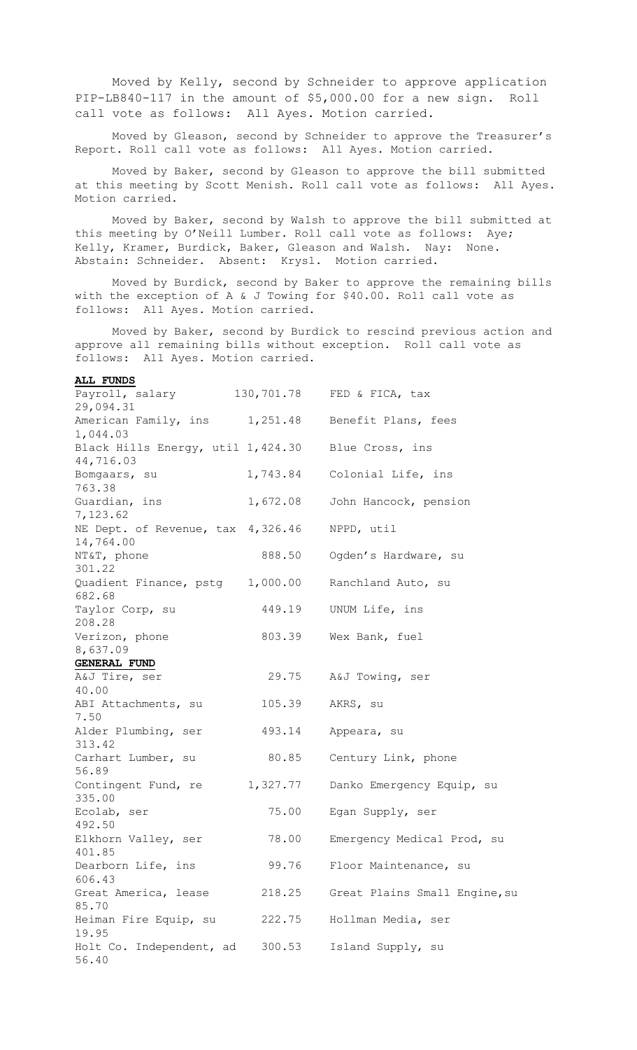Moved by Kelly, second by Schneider to approve application PIP-LB840-117 in the amount of $5,000.00 for a new sign. Roll call vote as follows: All Ayes. Motion carried.

Moved by Gleason, second by Schneider to approve the Treasurer's Report. Roll call vote as follows: All Ayes. Motion carried.

Moved by Baker, second by Gleason to approve the bill submitted at this meeting by Scott Menish. Roll call vote as follows: All Ayes. Motion carried.

Moved by Baker, second by Walsh to approve the bill submitted at this meeting by O'Neill Lumber. Roll call vote as follows: Aye; Kelly, Kramer, Burdick, Baker, Gleason and Walsh. Nay: None. Abstain: Schneider. Absent: Krysl. Motion carried.

Moved by Burdick, second by Baker to approve the remaining bills with the exception of A & J Towing for $40.00. Roll call vote as follows: All Ayes. Motion carried.

Moved by Baker, second by Burdick to rescind previous action and approve all remaining bills without exception. Roll call vote as follows: All Ayes. Motion carried.

**ALL FUNDS**

| | | | |
|---|---|---|---|
| Payroll, salary | 130,701.78 | FED & FICA, tax | 29,094.31 |
| American Family, ins | 1,251.48 | Benefit Plans, fees | 1,044.03 |
| Black Hills Energy, util | 1,424.30 | Blue Cross, ins | 44,716.03 |
| Bomgaars, su | 1,743.84 | Colonial Life, ins | 763.38 |
| Guardian, ins | 1,672.08 | John Hancock, pension | 7,123.62 |
| NE Dept. of Revenue, tax | 4,326.46 | NPPD, util | 14,764.00 |
| NT&T, phone | 888.50 | Ogden's Hardware, su | 301.22 |
| Quadient Finance, pstg | 1,000.00 | Ranchland Auto, su | 682.68 |
| Taylor Corp, su | 449.19 | UNUM Life, ins | 208.28 |
| Verizon, phone | 803.39 | Wex Bank, fuel | 8,637.09 |

**GENERAL FUND**

| | | | |
|---|---|---|---|
| A&J Tire, ser | 29.75 | A&J Towing, ser | 40.00 |
| ABI Attachments, su | 105.39 | AKRS, su | 7.50 |
| Alder Plumbing, ser | 493.14 | Appeara, su | 313.42 |
| Carhart Lumber, su | 80.85 | Century Link, phone | 56.89 |
| Contingent Fund, re | 1,327.77 | Danko Emergency Equip, su | 335.00 |
| Ecolab, ser | 75.00 | Egan Supply, ser | 492.50 |
| Elkhorn Valley, ser | 78.00 | Emergency Medical Prod, su | 401.85 |
| Dearborn Life, ins | 99.76 | Floor Maintenance, su | 606.43 |
| Great America, lease | 218.25 | Great Plains Small Engine,su | 85.70 |
| Heiman Fire Equip, su | 222.75 | Hollman Media, ser | 19.95 |
| Holt Co. Independent, ad | 300.53 | Island Supply, su | 56.40 |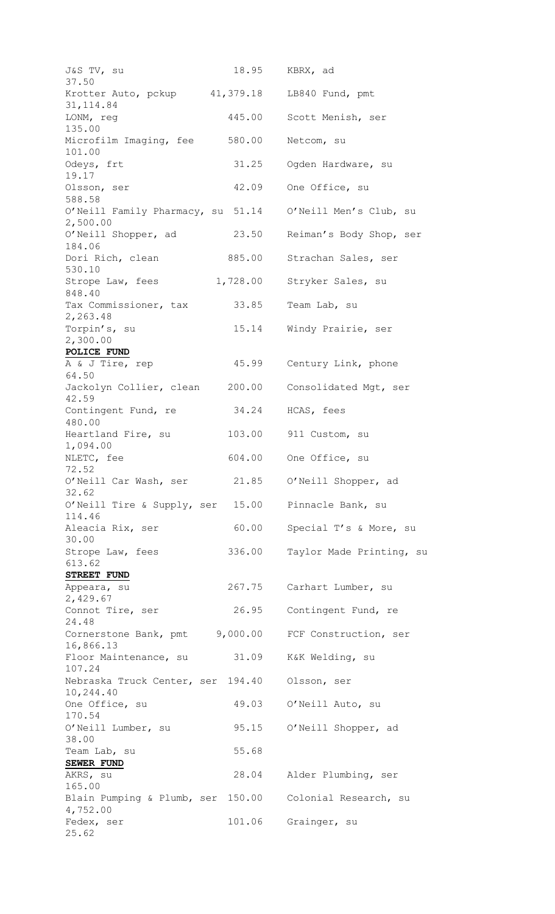J&S TV, su 18.95 KBRX, ad 37.50
Krotter Auto, pckup 41,379.18 LB840 Fund, pmt 31,114.84
LONM, reg 445.00 Scott Menish, ser 135.00
Microfilm Imaging, fee 580.00 Netcom, su 101.00
Odeys, frt 31.25 Ogden Hardware, su 19.17
Olsson, ser 42.09 One Office, su 588.58
O'Neill Family Pharmacy, su 51.14 O'Neill Men's Club, su 2,500.00
O'Neill Shopper, ad 23.50 Reiman's Body Shop, ser 184.06
Dori Rich, clean 885.00 Strachan Sales, ser 530.10
Strope Law, fees 1,728.00 Stryker Sales, su 848.40
Tax Commissioner, tax 33.85 Team Lab, su 2,263.48
Torpin's, su 15.14 Windy Prairie, ser 2,300.00

**POLICE FUND**

A & J Tire, rep 45.99 Century Link, phone 64.50
Jackolyn Collier, clean 200.00 Consolidated Mgt, ser 42.59
Contingent Fund, re 34.24 HCAS, fees 480.00
Heartland Fire, su 103.00 911 Custom, su 1,094.00
NLETC, fee 604.00 One Office, su 72.52
O'Neill Car Wash, ser 21.85 O'Neill Shopper, ad 32.62
O'Neill Tire & Supply, ser 15.00 Pinnacle Bank, su 114.46
Aleacia Rix, ser 60.00 Special T's & More, su 30.00
Strope Law, fees 336.00 Taylor Made Printing, su 613.62

**STREET FUND**

Appeara, su 267.75 Carhart Lumber, su 2,429.67
Connot Tire, ser 26.95 Contingent Fund, re 24.48
Cornerstone Bank, pmt 9,000.00 FCF Construction, ser 16,866.13
Floor Maintenance, su 31.09 K&K Welding, su 107.24
Nebraska Truck Center, ser 194.40 Olsson, ser 10,244.40
One Office, su 49.03 O'Neill Auto, su 170.54
O'Neill Lumber, su 95.15 O'Neill Shopper, ad 38.00
Team Lab, su 55.68

**SEWER FUND**

AKRS, su 28.04 Alder Plumbing, ser 165.00
Blain Pumping & Plumb, ser 150.00 Colonial Research, su 4,752.00
Fedex, ser 101.06 Grainger, su 25.62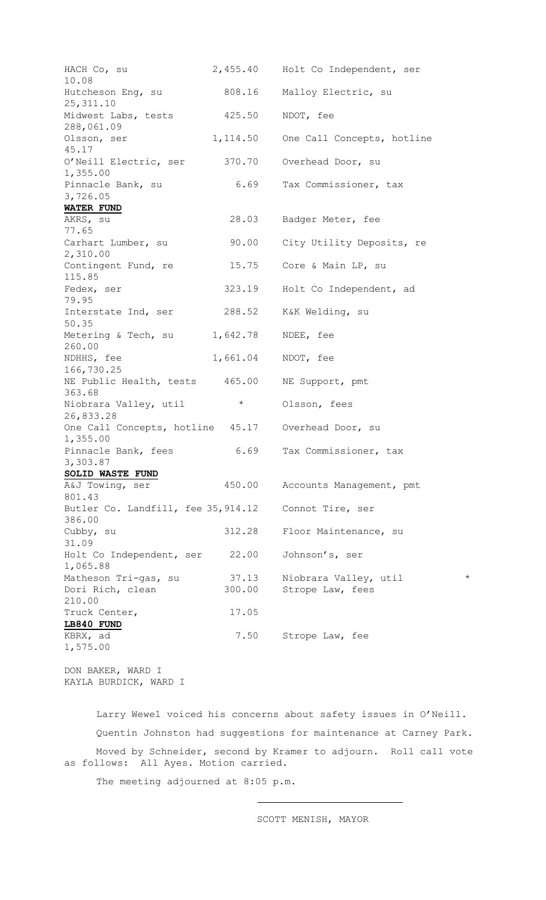| | | | |
|---|---|---|---|
| HACH Co, su | 2,455.40 | Holt Co Independent, ser | 10.08 |
| Hutcheson Eng, su | 808.16 | Malloy Electric, su | 25,311.10 |
| Midwest Labs, tests | 425.50 | NDOT, fee | 288,061.09 |
| Olsson, ser | 1,114.50 | One Call Concepts, hotline | 45.17 |
| O'Neill Electric, ser | 370.70 | Overhead Door, su | 1,355.00 |
| Pinnacle Bank, su | 6.69 | Tax Commissioner, tax | 3,726.05 |

**WATER FUND**

| | | | |
|---|---|---|---|
| AKRS, su | 28.03 | Badger Meter, fee | 77.65 |
| Carhart Lumber, su | 90.00 | City Utility Deposits, re | 2,310.00 |
| Contingent Fund, re | 15.75 | Core & Main LP, su | 115.85 |
| Fedex, ser | 323.19 | Holt Co Independent, ad | 79.95 |
| Interstate Ind, ser | 288.52 | K&K Welding, su | 50.35 |
| Metering & Tech, su | 1,642.78 | NDEE, fee | 260.00 |
| NDHHS, fee | 1,661.04 | NDOT, fee | 166,730.25 |
| NE Public Health, tests | 465.00 | NE Support, pmt | 363.68 |
| Niobrara Valley, util | * | Olsson, fees | 26,833.28 |
| One Call Concepts, hotline | 45.17 | Overhead Door, su | 1,355.00 |
| Pinnacle Bank, fees | 6.69 | Tax Commissioner, tax | 3,303.87 |

**SOLID WASTE FUND**

| | | | |
|---|---|---|---|
| A&J Towing, ser | 450.00 | Accounts Management, pmt | 801.43 |
| Butler Co. Landfill, fee | 35,914.12 | Connot Tire, ser | 386.00 |
| Cubby, su | 312.28 | Floor Maintenance, su | 31.09 |
| Holt Co Independent, ser | 22.00 | Johnson's, ser | 1,065.88 |
| Matheson Tri-gas, su | 37.13 | Niobrara Valley, util | * |
| Dori Rich, clean | 300.00 | Strope Law, fees | 210.00 |
| Truck Center, | 17.05 | | |

**LB840 FUND**

| | | | |
|---|---|---|---|
| KBRX, ad | 7.50 | Strope Law, fee | 1,575.00 |

DON BAKER, WARD I
KAYLA BURDICK, WARD I

Larry Wewel voiced his concerns about safety issues in O'Neill.

Quentin Johnston had suggestions for maintenance at Carney Park.

Moved by Schneider, second by Kramer to adjourn. Roll call vote as follows: All Ayes. Motion carried.

The meeting adjourned at 8:05 p.m.

SCOTT MENISH, MAYOR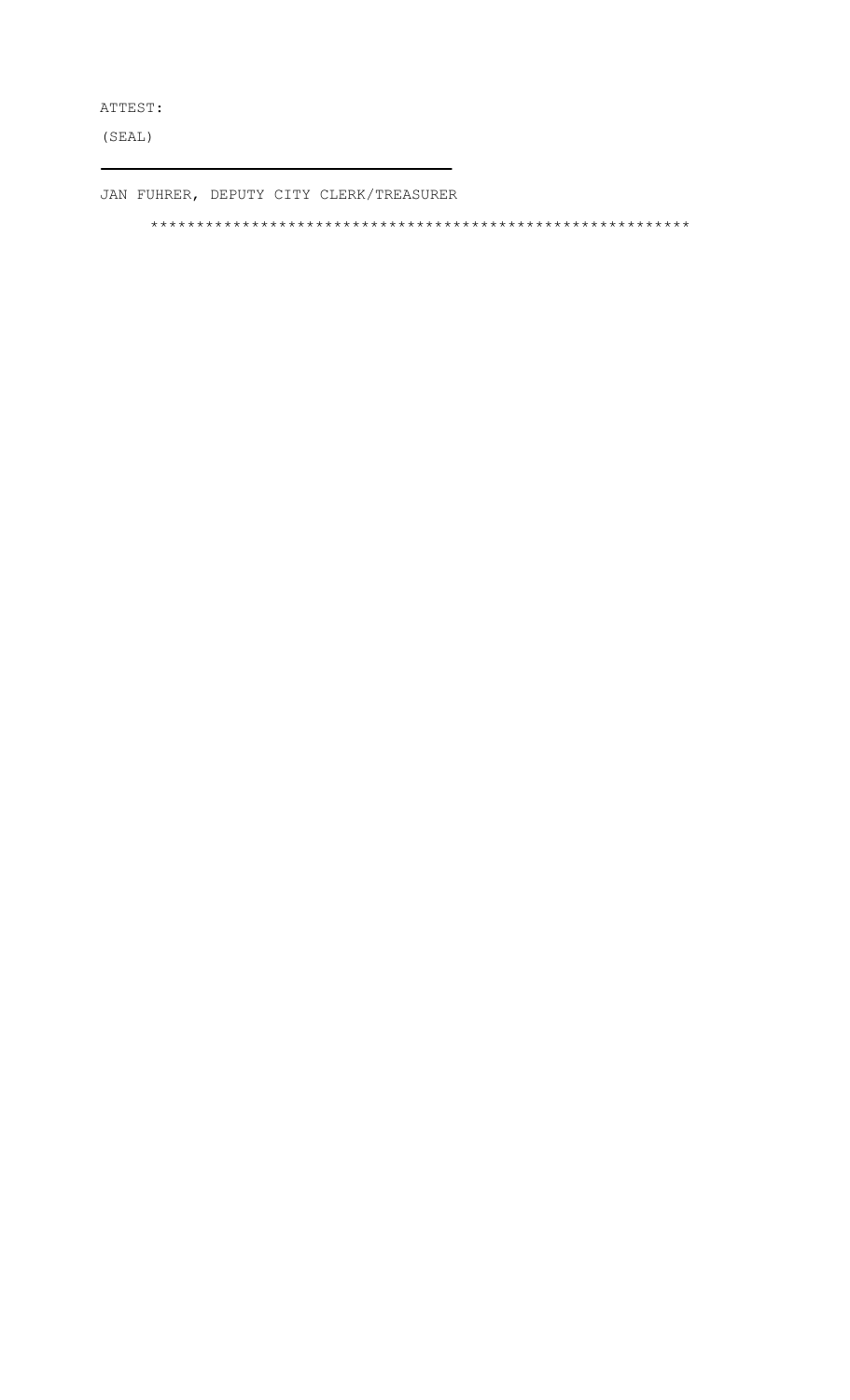ATTEST:

(SEAL)

\_\_\_\_\_\_\_\_\_\_\_\_\_\_\_\_\_\_\_\_\_\_\_\_\_\_\_\_\_\_\_\_\_\_\_\_\_\_\_\_

JAN FUHRER, DEPUTY CITY CLERK/TREASURER

\*\*\*\*\*\*\*\*\*\*\*\*\*\*\*\*\*\*\*\*\*\*\*\*\*\*\*\*\*\*\*\*\*\*\*\*\*\*\*\*\*\*\*\*\*\*\*\*\*\*\*\*\*\*\*\*\*\*\*\*